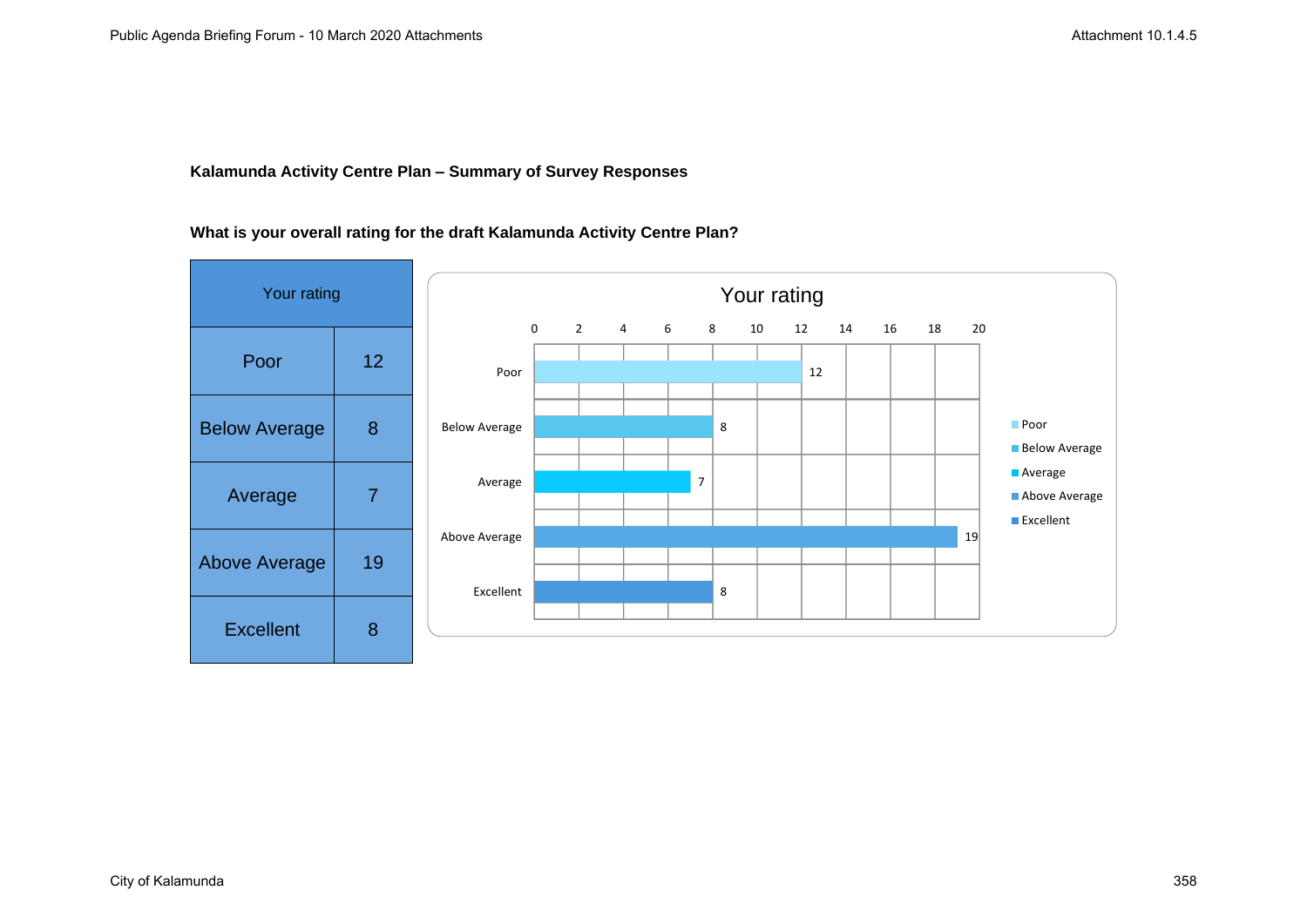**Kalamunda Activity Centre Plan – Summary of Survey Responses**

**What is your overall rating for the draft Kalamunda Activity Centre Plan?**

| Your rating | |
|---|---|
| Poor | 12 |
| Below Average | 8 |
| Average | 7 |
| Above Average | 19 |
| Excellent | 8 |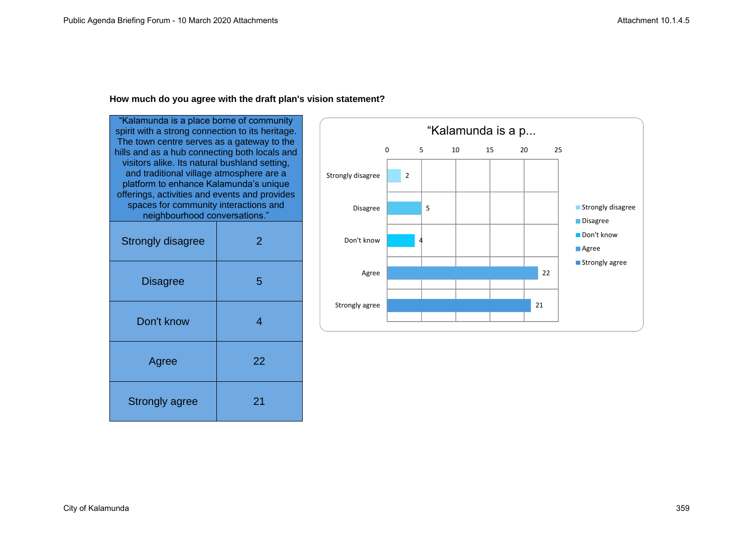**How much do you agree with the draft plan's vision statement?**

| "Kalamunda is a place borne of community spirit with a strong connection to its heritage. The town centre serves as a gateway to the hills and as a hub connecting both locals and visitors alike. Its natural bushland setting, and traditional village atmosphere are a platform to enhance Kalamunda's unique offerings, activities and events and provides spaces for community interactions and neighbourhood conversations." | |
|---|---|
| Strongly disagree | 2 |
| Disagree | 5 |
| Don't know | 4 |
| Agree | 22 |
| Strongly agree | 21 |

"Kalamunda is a p...

| Response | Count |
|---|---|
| Strongly disagree | 2 |
| Disagree | 5 |
| Don't know | 4 |
| Agree | 22 |
| Strongly agree | 21 |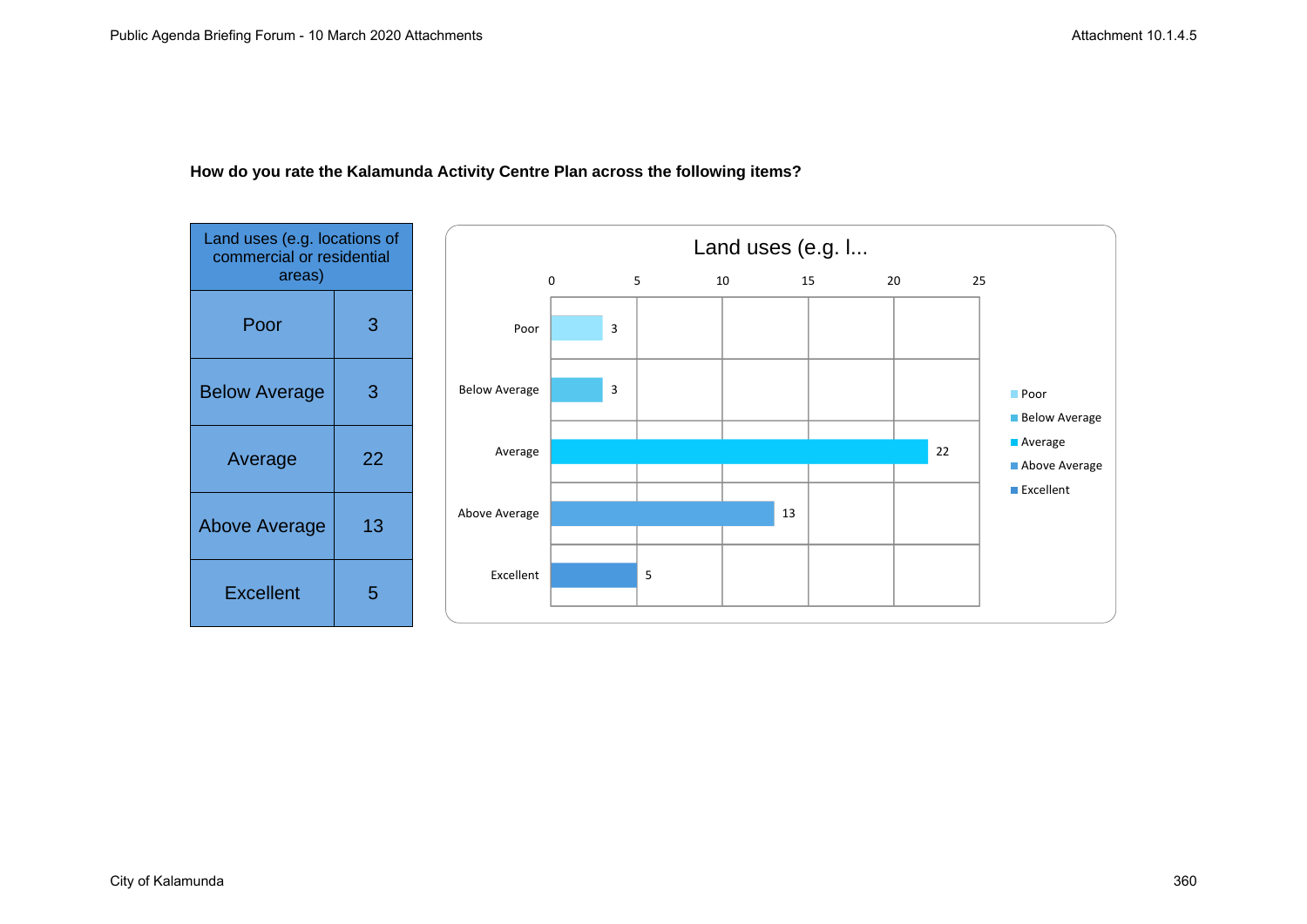**How do you rate the Kalamunda Activity Centre Plan across the following items?**

| Land uses (e.g. locations of commercial or residential areas) | |
|---|---|
| Poor | 3 |
| Below Average | 3 |
| Average | 22 |
| Above Average | 13 |
| Excellent | 5 |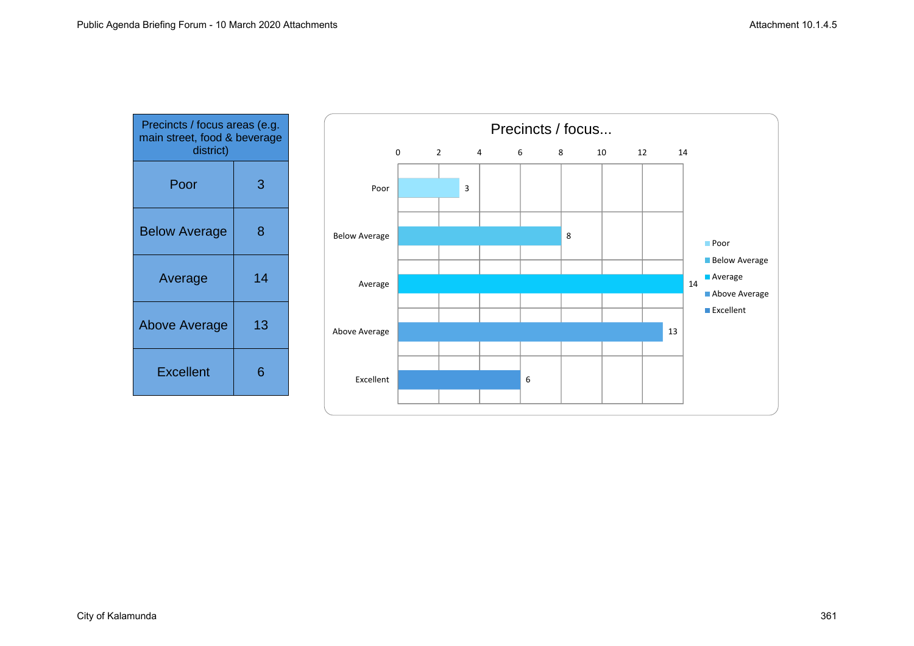| Precincts / focus areas (e.g. main street, food & beverage district) | |
|---|---|
| Poor | 3 |
| Below Average | 8 |
| Average | 14 |
| Above Average | 13 |
| Excellent | 6 |

Precincts / focus...

| Rating | Count |
|---|---|
| Poor | 3 |
| Below Average | 8 |
| Average | 14 |
| Above Average | 13 |
| Excellent | 6 |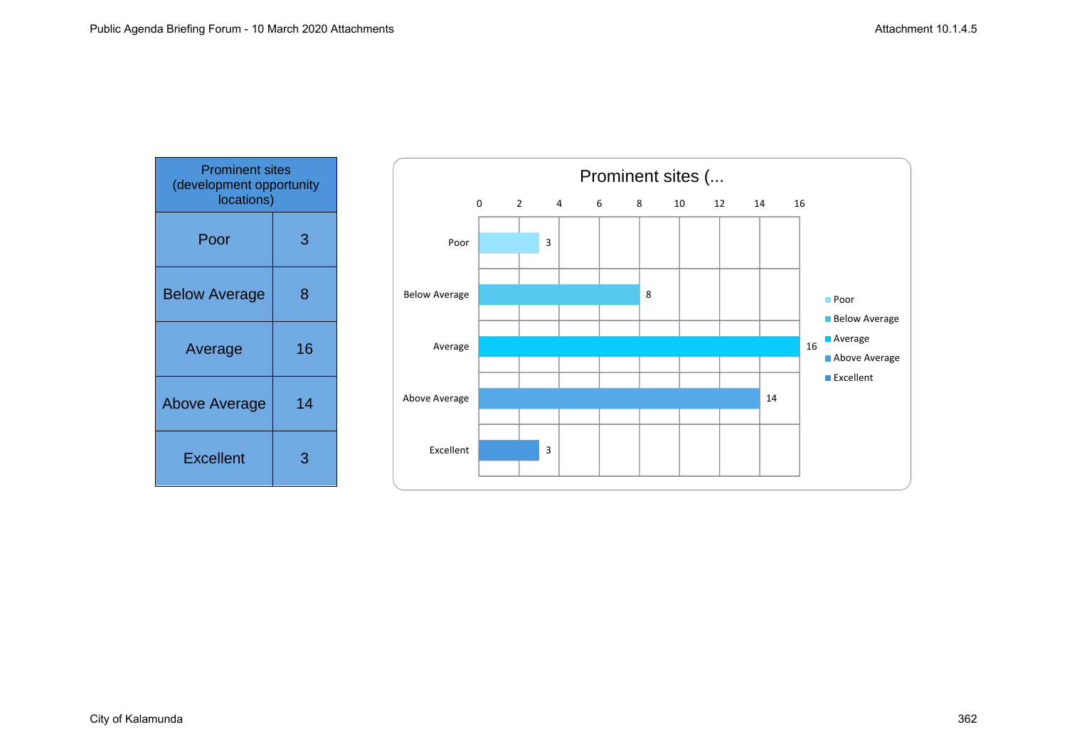| Prominent sites (development opportunity locations) | |
|---|---|
| Poor | 3 |
| Below Average | 8 |
| Average | 16 |
| Above Average | 14 |
| Excellent | 3 |

Prominent sites (...

| Rating | Count |
|---|---|
| Poor | 3 |
| Below Average | 8 |
| Average | 16 |
| Above Average | 14 |
| Excellent | 3 |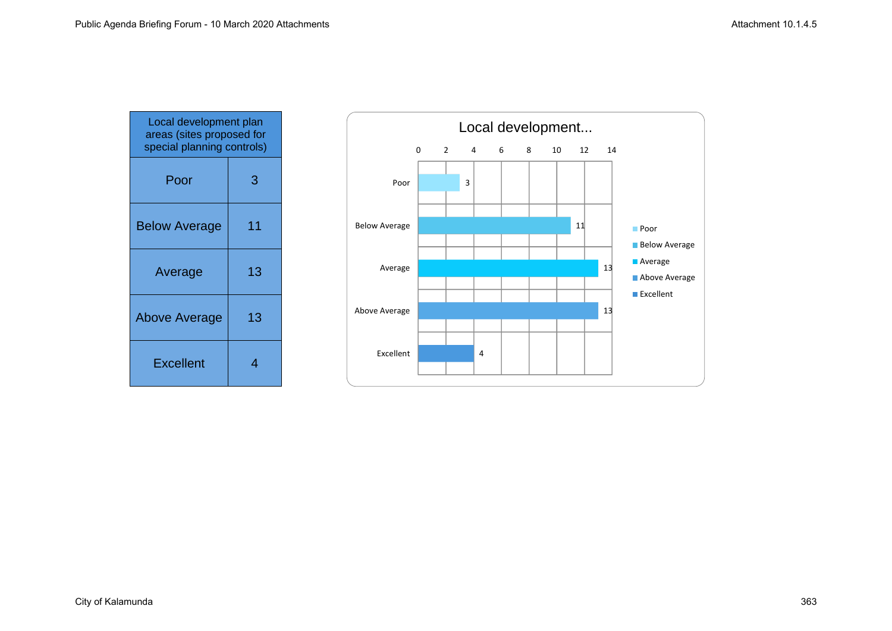| Local development plan areas (sites proposed for special planning controls) | |
|---|---|
| Poor | 3 |
| Below Average | 11 |
| Average | 13 |
| Above Average | 13 |
| Excellent | 4 |

**Local development...**

| Category | Value |
|---|---|
| Poor | 3 |
| Below Average | 11 |
| Average | 13 |
| Above Average | 13 |
| Excellent | 4 |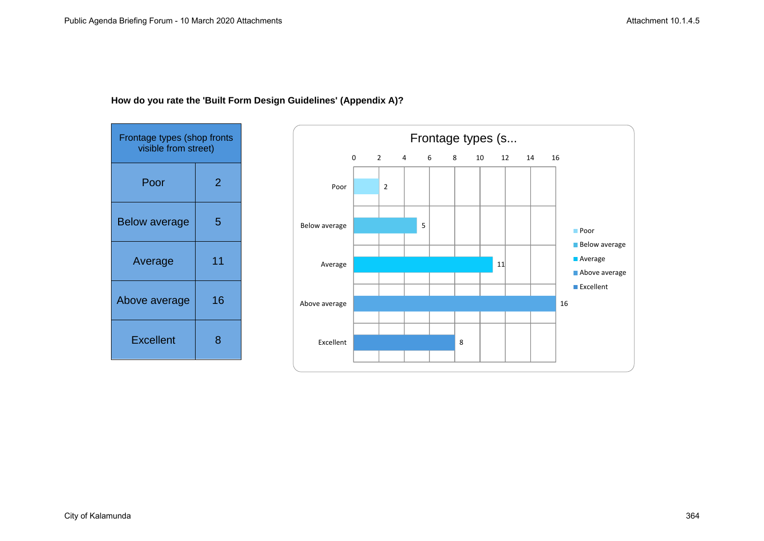**How do you rate the 'Built Form Design Guidelines' (Appendix A)?**

| Frontage types (shop fronts visible from street) | |
|---|---|
| Poor | 2 |
| Below average | 5 |
| Average | 11 |
| Above average | 16 |
| Excellent | 8 |

Frontage types (s...

| | |
|---|---|
| Poor | 2 |
| Below average | 5 |
| Average | 11 |
| Above average | 16 |
| Excellent | 8 |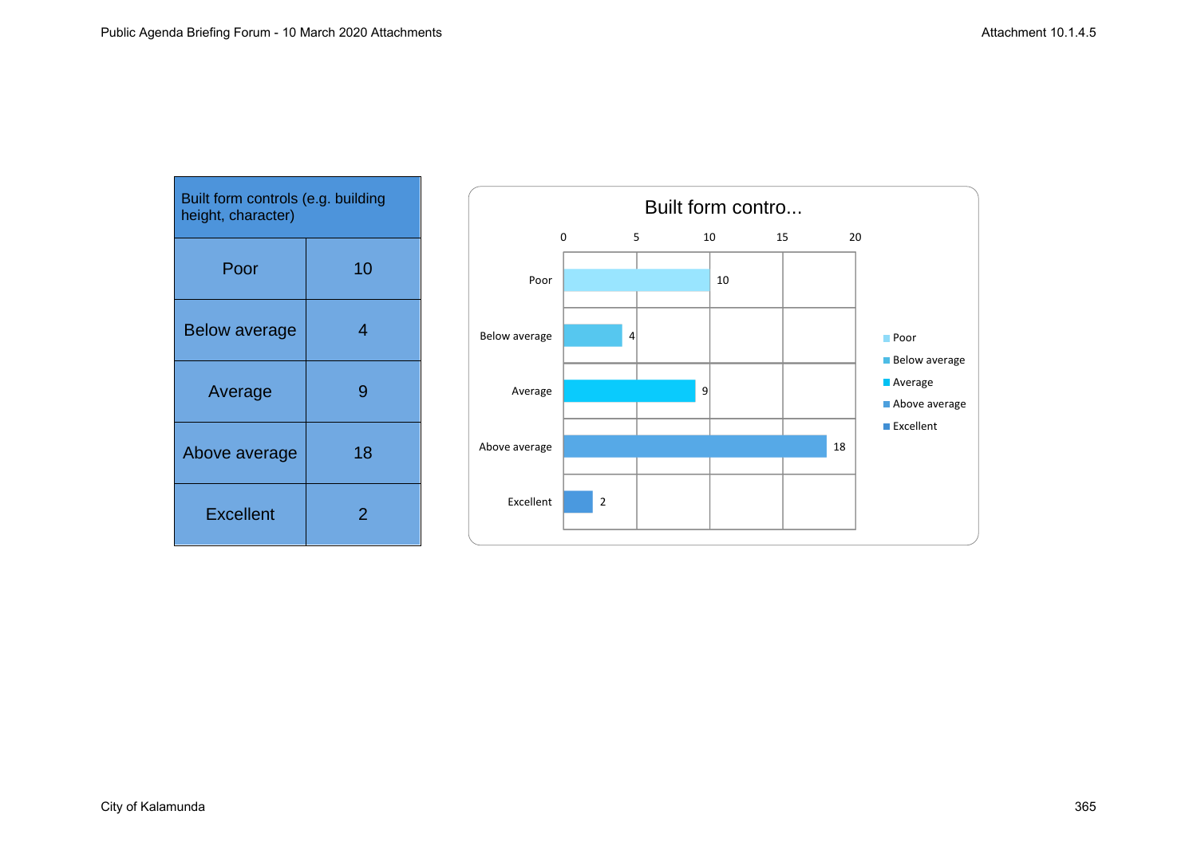| Built form controls (e.g. building height, character) | |
|---|---|
| Poor | 10 |
| Below average | 4 |
| Average | 9 |
| Above average | 18 |
| Excellent | 2 |

Built form contro...

| | Value |
|---|---|
| Poor | 10 |
| Below average | 4 |
| Average | 9 |
| Above average | 18 |
| Excellent | 2 |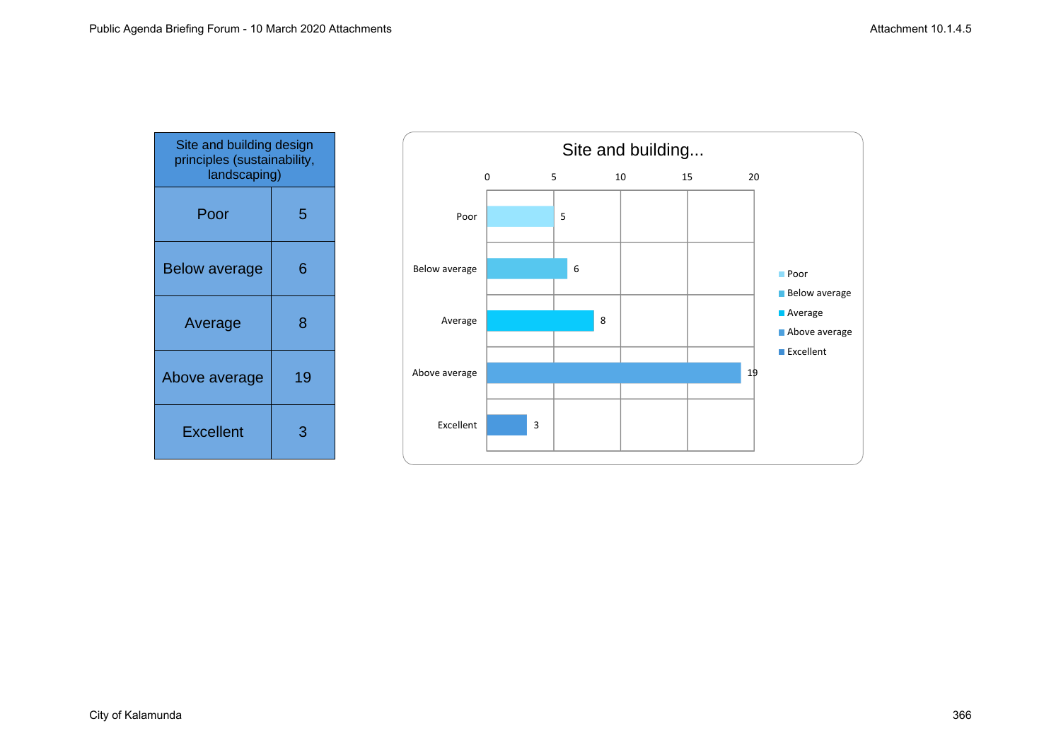| Site and building design principles (sustainability, landscaping) | |
|---|---|
| Poor | 5 |
| Below average | 6 |
| Average | 8 |
| Above average | 19 |
| Excellent | 3 |

Site and building...

| | Value |
|---|---|
| Poor | 5 |
| Below average | 6 |
| Average | 8 |
| Above average | 19 |
| Excellent | 3 |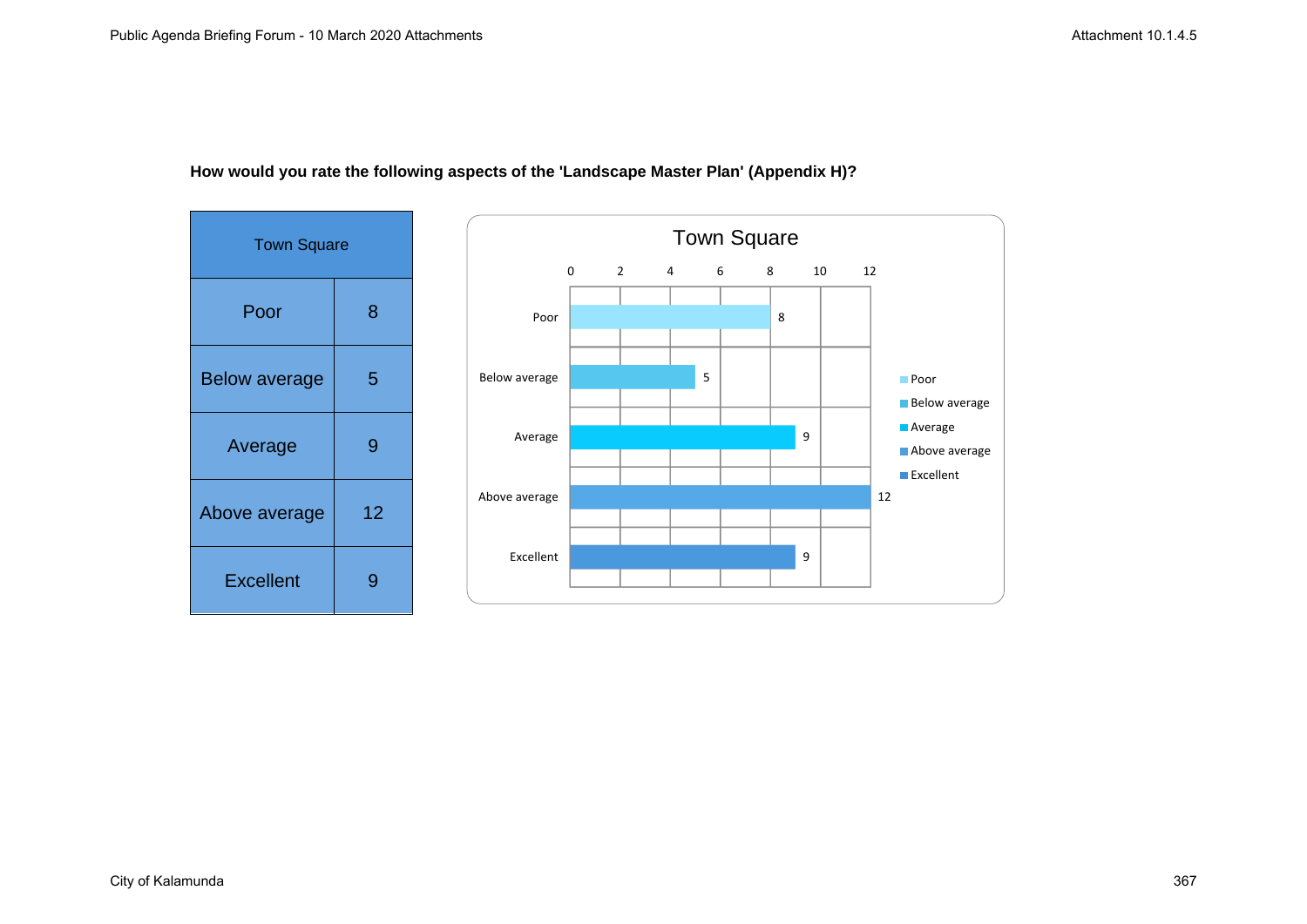**How would you rate the following aspects of the 'Landscape Master Plan' (Appendix H)?**

| Town Square | |
|---|---|
| Poor | 8 |
| Below average | 5 |
| Average | 9 |
| Above average | 12 |
| Excellent | 9 |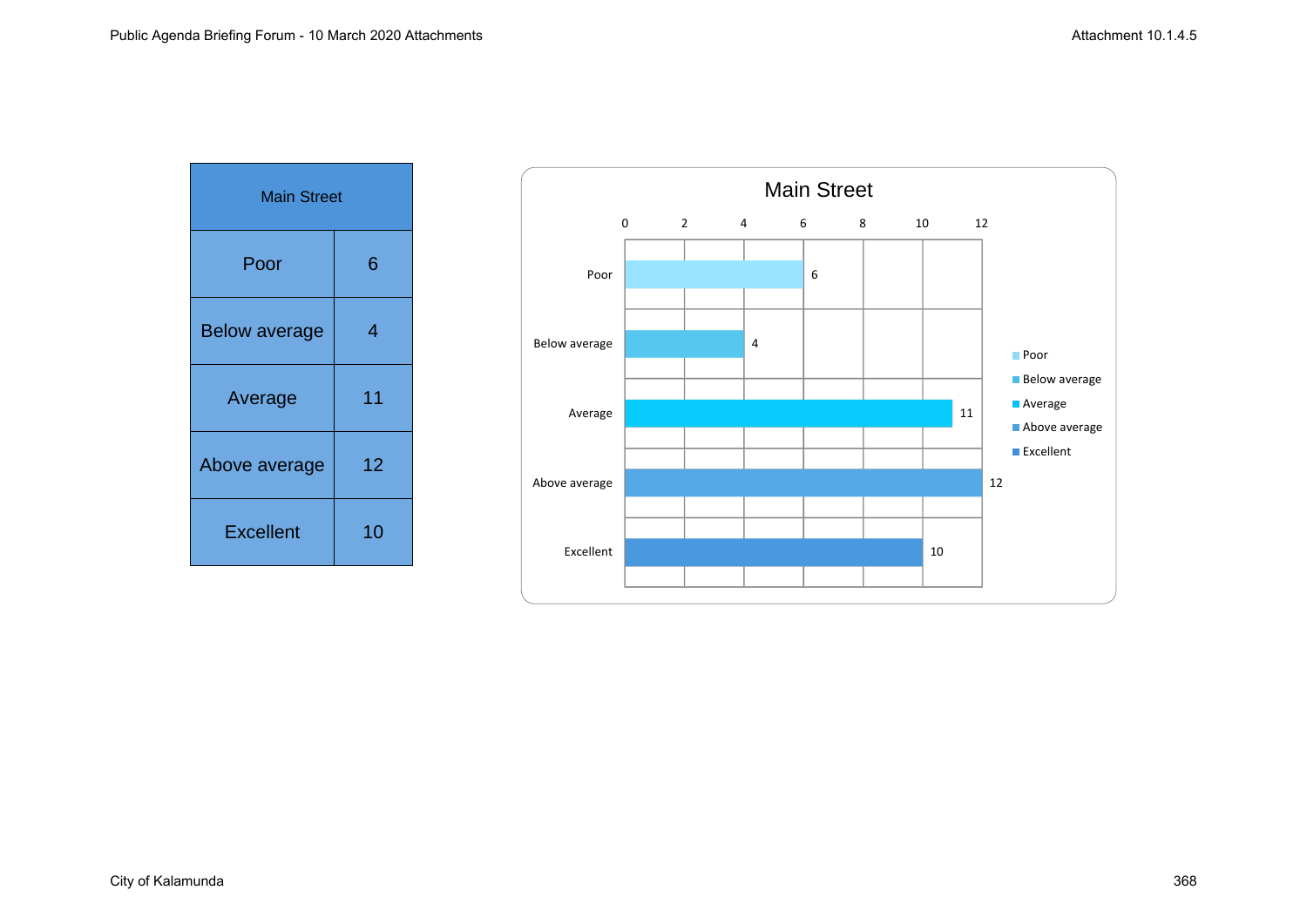| Main Street | |
|---|---|
| Poor | 6 |
| Below average | 4 |
| Average | 11 |
| Above average | 12 |
| Excellent | 10 |

**Main Street**

| Rating | Count |
|---|---|
| Poor | 6 |
| Below average | 4 |
| Average | 11 |
| Above average | 12 |
| Excellent | 10 |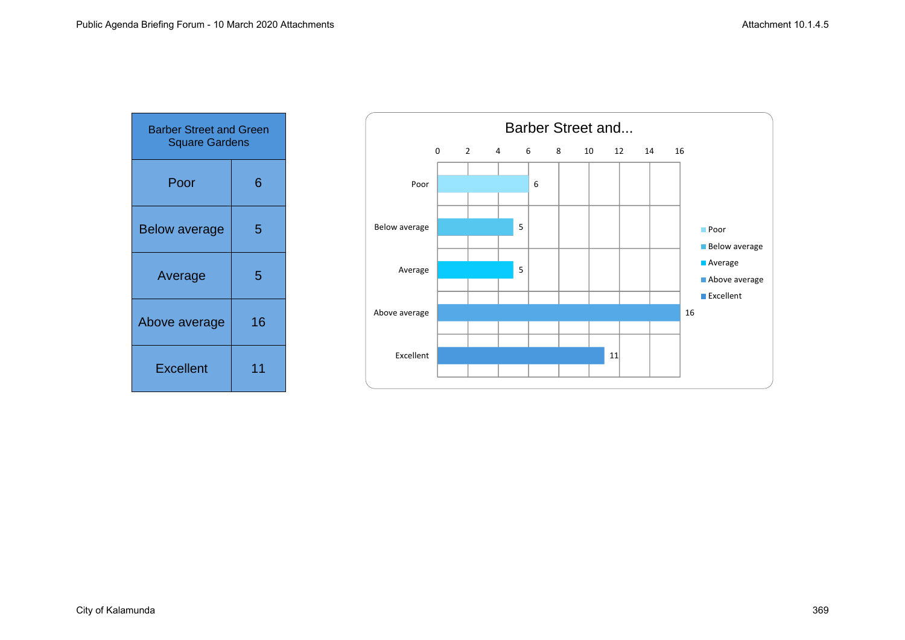| Barber Street and Green Square Gardens | |
|---|---|
| Poor | 6 |
| Below average | 5 |
| Average | 5 |
| Above average | 16 |
| Excellent | 11 |

Barber Street and...

| | Value |
|---|---|
| Poor | 6 |
| Below average | 5 |
| Average | 5 |
| Above average | 16 |
| Excellent | 11 |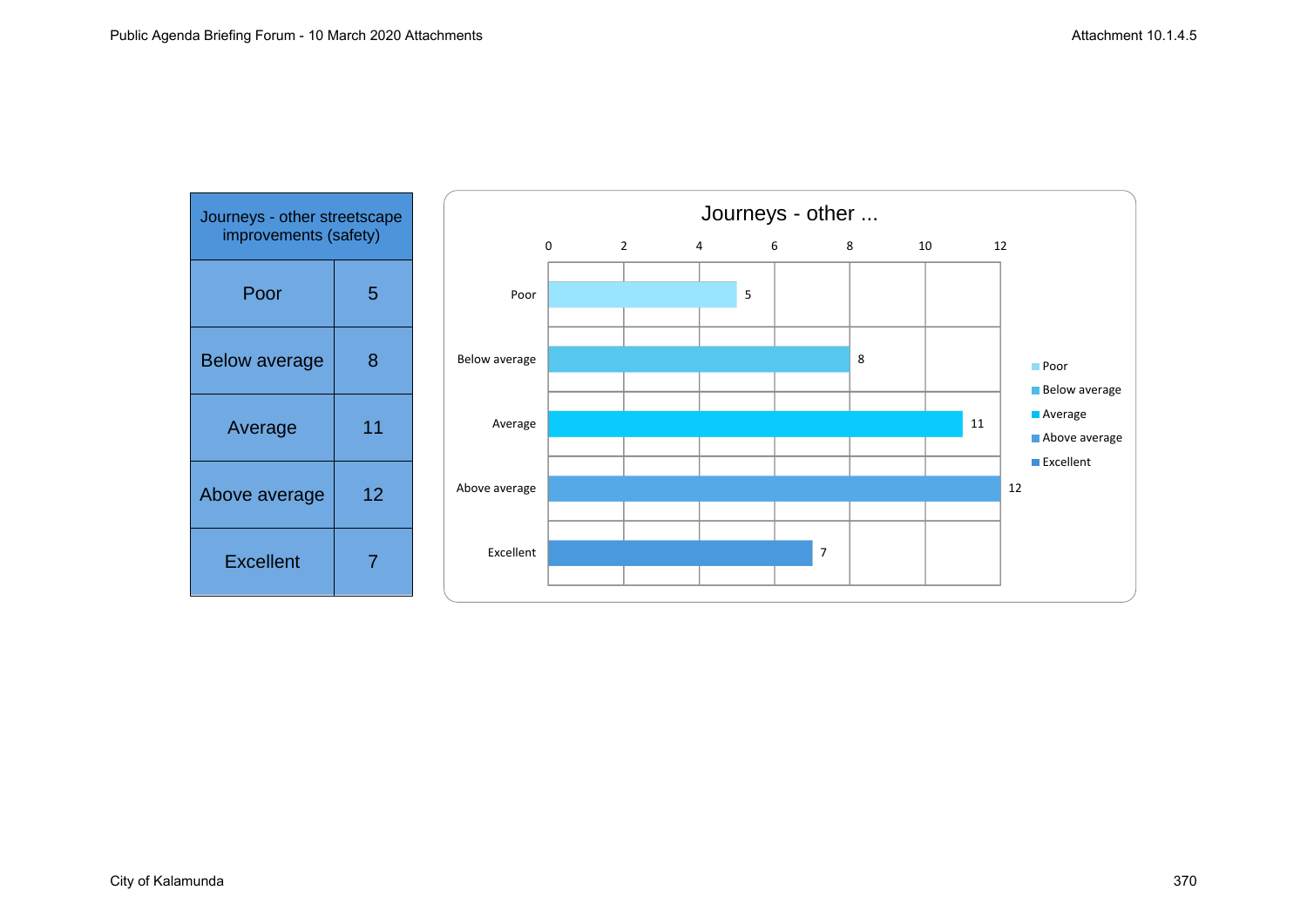| Journeys - other streetscape improvements (safety) | |
|---|---|
| Poor | 5 |
| Below average | 8 |
| Average | 11 |
| Above average | 12 |
| Excellent | 7 |

**Journeys - other ...**

| Category | Value |
|---|---|
| Poor | 5 |
| Below average | 8 |
| Average | 11 |
| Above average | 12 |
| Excellent | 7 |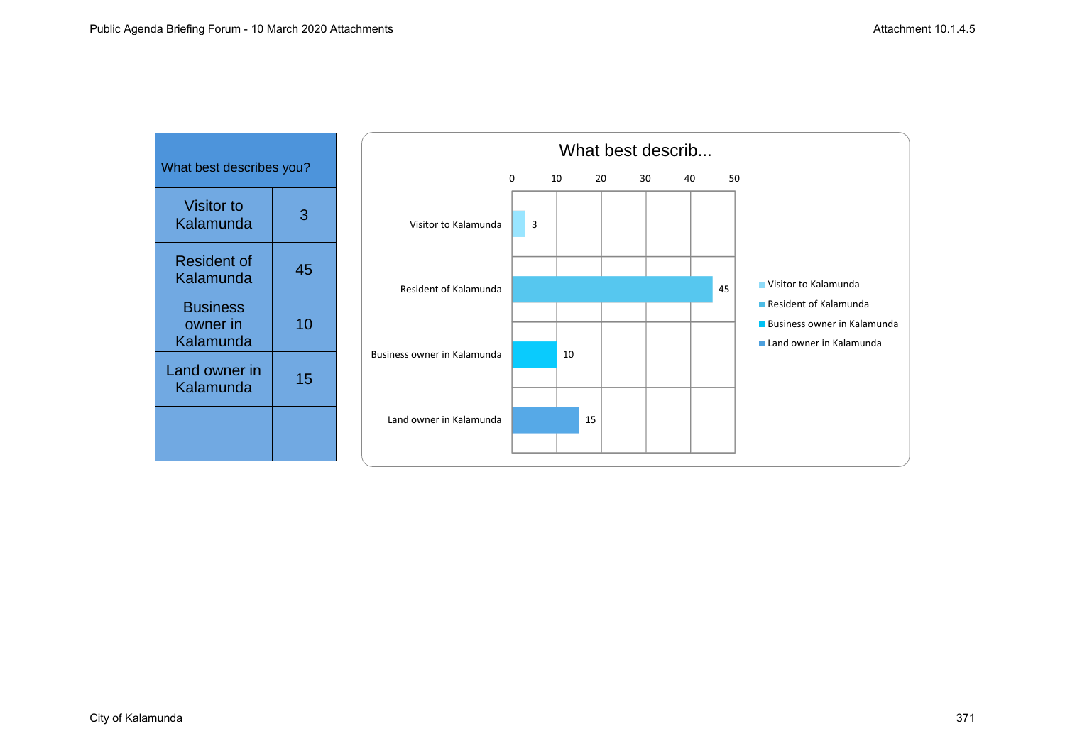| What best describes you? | |
|---|---|
| Visitor to Kalamunda | 3 |
| Resident of Kalamunda | 45 |
| Business owner in Kalamunda | 10 |
| Land owner in Kalamunda | 15 |
| | |

What best describ...

| Category | Value |
|---|---|
| Visitor to Kalamunda | 3 |
| Resident of Kalamunda | 45 |
| Business owner in Kalamunda | 10 |
| Land owner in Kalamunda | 15 |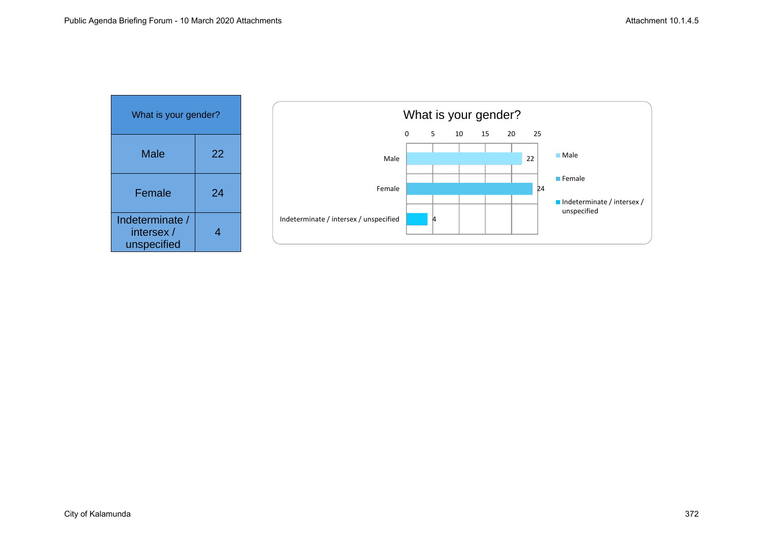| What is your gender? | |
|---|---|
| Male | 22 |
| Female | 24 |
| Indeterminate / intersex / unspecified | 4 |

**What is your gender?**

| | Count |
|---|---|
| Male | 22 |
| Female | 24 |
| Indeterminate / intersex / unspecified | 4 |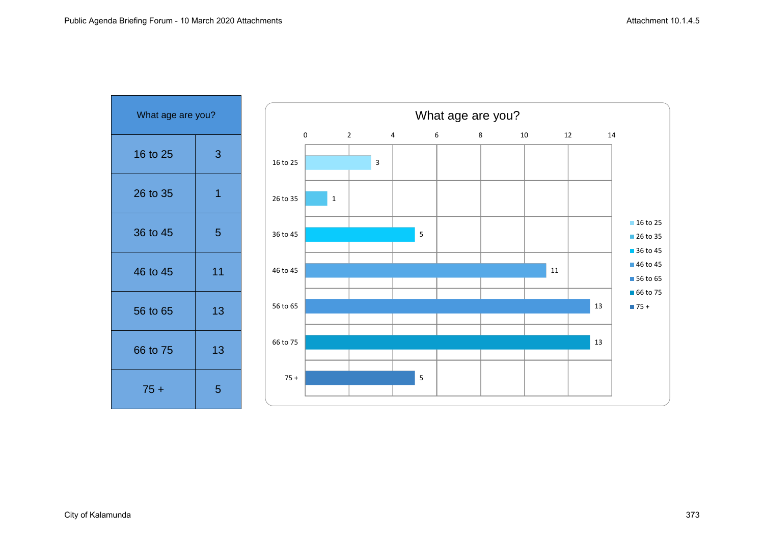| What age are you? | |
|---|---|
| 16 to 25 | 3 |
| 26 to 35 | 1 |
| 36 to 45 | 5 |
| 46 to 45 | 11 |
| 56 to 65 | 13 |
| 66 to 75 | 13 |
| 75 + | 5 |

What age are you?

0
2
4
6
8
10
12
14

16 to 25
3
26 to 35
1
36 to 45
5
46 to 45
11
56 to 65
13
66 to 75
13
75 +
5

16 to 25
26 to 35
36 to 45
46 to 45
56 to 65
66 to 75
75 +